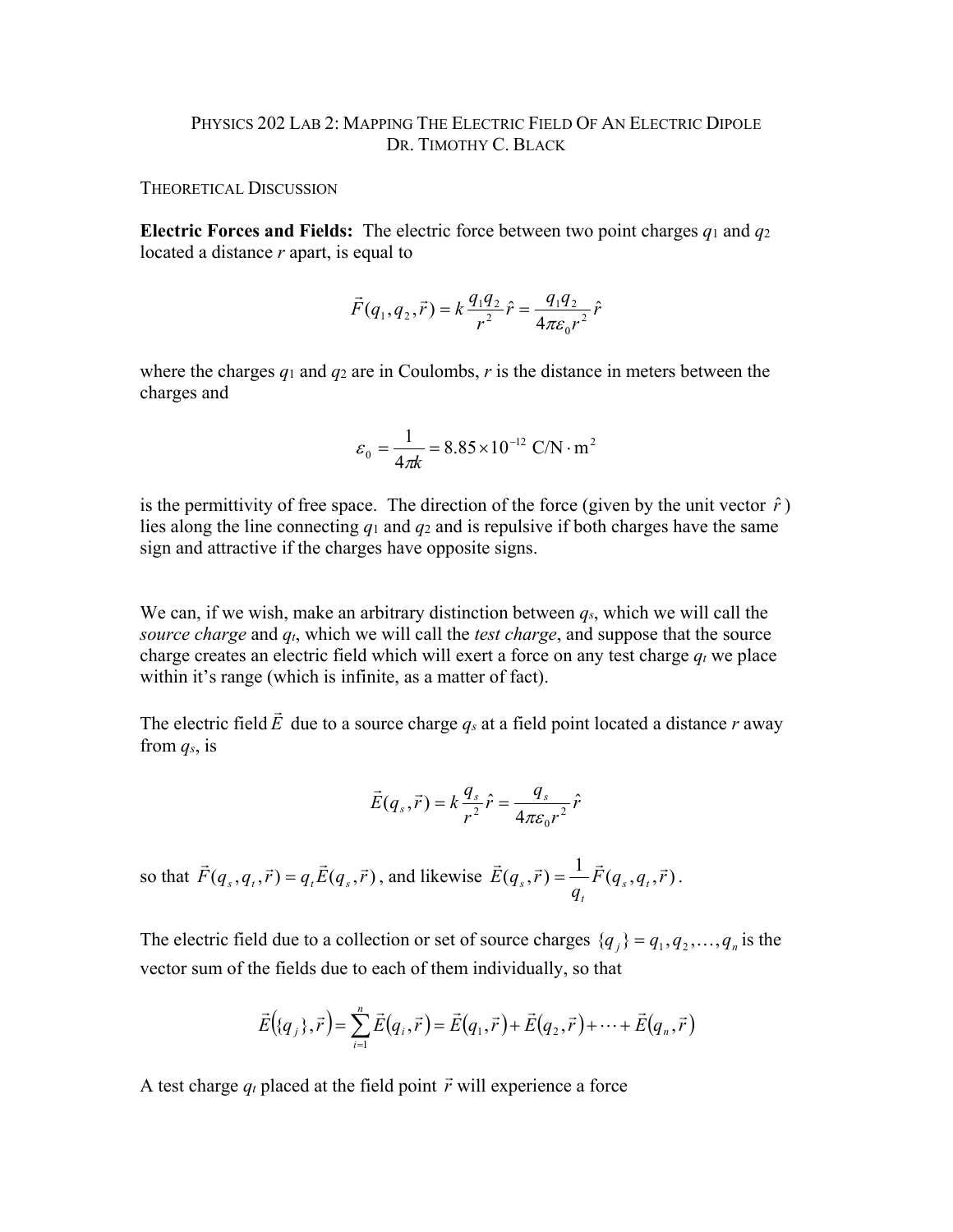# Physics 202 Lab 2: Mapping The Electric Field Of An Electric Dipole

Dr. Timothy C. Black

## Theoretical Discussion

**Electric Forces and Fields:** The electric force between two point charges $q_1$ and $q_2$ located a distance $r$ apart, is equal to

$$\vec{F}(q_1, q_2, \vec{r}) = k\frac{q_1 q_2}{r^2}\hat{r} = \frac{q_1 q_2}{4\pi\varepsilon_0 r^2}\hat{r}$$

where the charges $q_1$ and $q_2$ are in Coulombs, $r$ is the distance in meters between the charges and

$$\varepsilon_0 = \frac{1}{4\pi k} = 8.85\times10^{-12}\ \mathrm{C/N\cdot m^2}$$

is the permittivity of free space. The direction of the force (given by the unit vector $\hat{r}$) lies along the line connecting $q_1$ and $q_2$ and is repulsive if both charges have the same sign and attractive if the charges have opposite signs.

We can, if we wish, make an arbitrary distinction between $q_s$, which we will call the *source charge* and $q_t$, which we will call the *test charge*, and suppose that the source charge creates an electric field which will exert a force on any test charge $q_t$ we place within it's range (which is infinite, as a matter of fact).

The electric field $\vec{E}$ due to a source charge $q_s$ at a field point located a distance $r$ away from $q_s$, is

$$\vec{E}(q_s, \vec{r}) = k\frac{q_s}{r^2}\hat{r} = \frac{q_s}{4\pi\varepsilon_0 r^2}\hat{r}$$

so that $\vec{F}(q_s, q_t, \vec{r}) = q_t\vec{E}(q_s, \vec{r})$, and likewise $\vec{E}(q_s, \vec{r}) = \frac{1}{q_t}\vec{F}(q_s, q_t, \vec{r})$.

The electric field due to a collection or set of source charges $\{q_j\} = q_1, q_2, \ldots, q_n$ is the vector sum of the fields due to each of them individually, so that

$$\vec{E}(\{q_j\}, \vec{r}) = \sum_{i=1}^{n}\vec{E}(q_i, \vec{r}) = \vec{E}(q_1, \vec{r}) + \vec{E}(q_2, \vec{r}) + \cdots + \vec{E}(q_n, \vec{r})$$

A test charge $q_t$ placed at the field point $\vec{r}$ will experience a force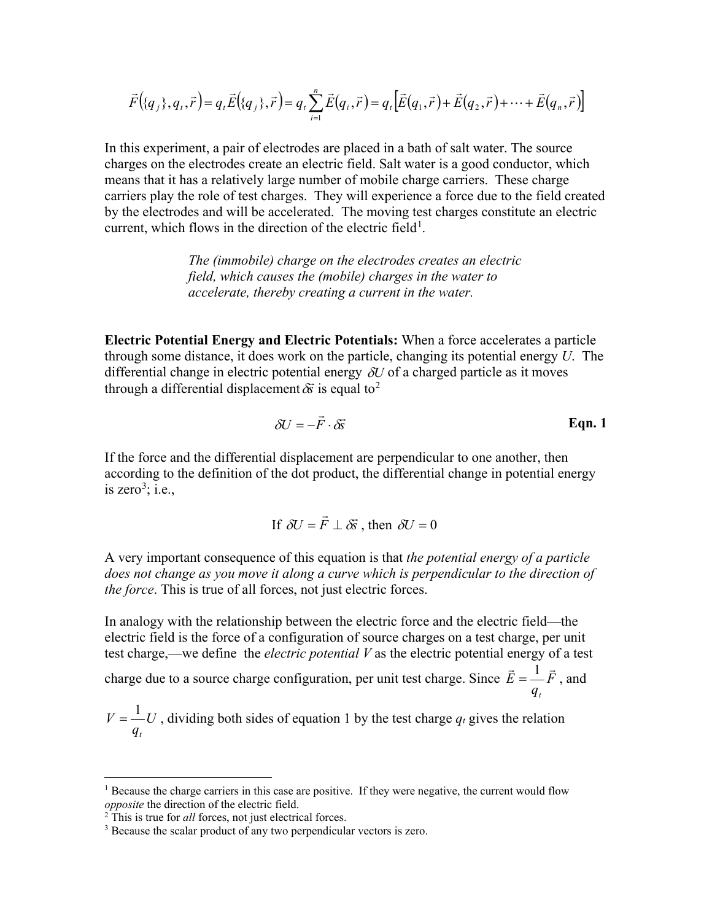$$\vec{F}\left(\{q_j\}, q_t, \vec{r}\right) = q_t \vec{E}\left(\{q_j\}, \vec{r}\right) = q_t \sum_{i=1}^{n} \vec{E}\left(q_i, \vec{r}\right) = q_t \left[\vec{E}\left(q_1, \vec{r}\right) + \vec{E}\left(q_2, \vec{r}\right) + \cdots + \vec{E}\left(q_n, \vec{r}\right)\right]$$

In this experiment, a pair of electrodes are placed in a bath of salt water. The source charges on the electrodes create an electric field. Salt water is a good conductor, which means that it has a relatively large number of mobile charge carriers. These charge carriers play the role of test charges. They will experience a force due to the field created by the electrodes and will be accelerated. The moving test charges constitute an electric current, which flows in the direction of the electric field[1].

> *The (immobile) charge on the electrodes creates an electric field, which causes the (mobile) charges in the water to accelerate, thereby creating a current in the water.*

**Electric Potential Energy and Electric Potentials:** When a force accelerates a particle through some distance, it does work on the particle, changing its potential energy $U$. The differential change in electric potential energy $\delta U$ of a charged particle as it moves through a differential displacement $\delta\vec{s}$ is equal to[2]

$$\delta U = -\vec{F} \cdot \delta\vec{s} \qquad \textbf{Eqn. 1}$$

If the force and the differential displacement are perpendicular to one another, then according to the definition of the dot product, the differential change in potential energy is zero[3]; i.e.,

$$\text{If } \delta U = \vec{F} \perp \delta\vec{s}\text{ , then } \delta U = 0$$

A very important consequence of this equation is that *the potential energy of a particle does not change as you move it along a curve which is perpendicular to the direction of the force*. This is true of all forces, not just electric forces.

In analogy with the relationship between the electric force and the electric field—the electric field is the force of a configuration of source charges on a test charge, per unit test charge,—we define the *electric potential V* as the electric potential energy of a test charge due to a source charge configuration, per unit test charge. Since $\vec{E} = \frac{1}{q_t}\vec{F}$ , and $V = \frac{1}{q_t}U$ , dividing both sides of equation 1 by the test charge $q_t$ gives the relation

---

[1] Because the charge carriers in this case are positive. If they were negative, the current would flow *opposite* the direction of the electric field.

[2] This is true for *all* forces, not just electrical forces.

[3] Because the scalar product of any two perpendicular vectors is zero.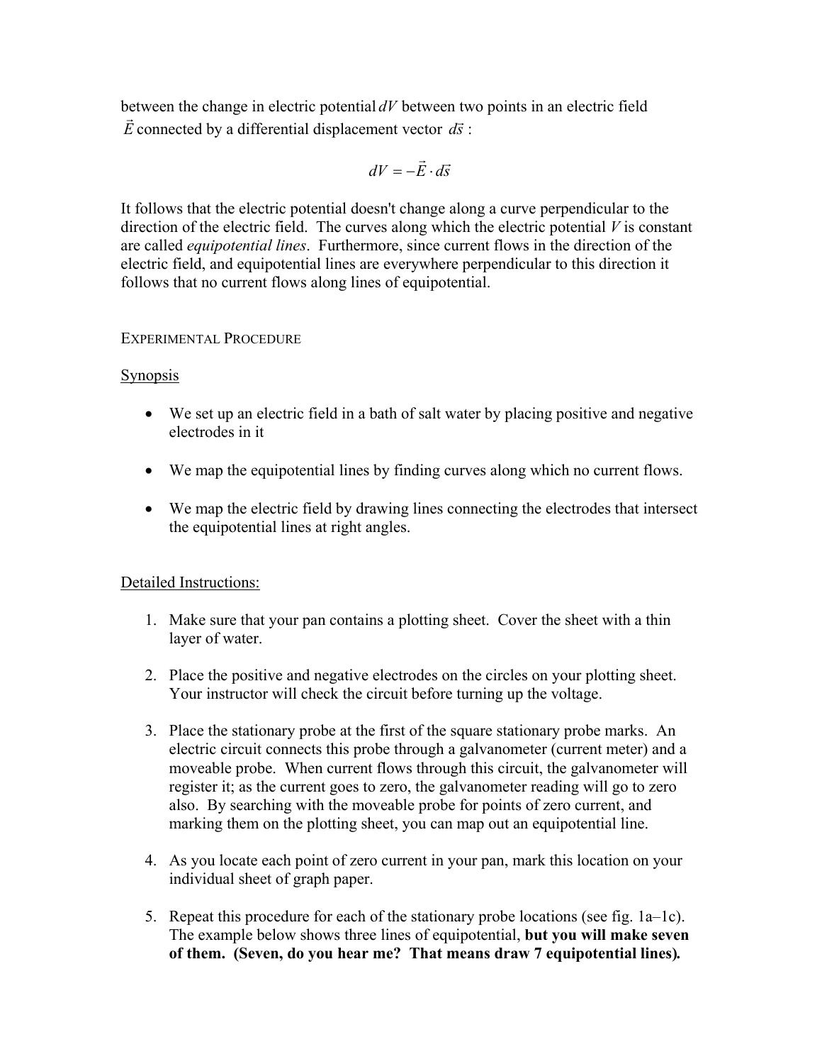between the change in electric potential $dV$ between two points in an electric field $\vec{E}$ connected by a differential displacement vector $d\vec{s}$ :

$$dV = -\vec{E} \cdot d\vec{s}$$

It follows that the electric potential doesn't change along a curve perpendicular to the direction of the electric field. The curves along which the electric potential $V$ is constant are called *equipotential lines*. Furthermore, since current flows in the direction of the electric field, and equipotential lines are everywhere perpendicular to this direction it follows that no current flows along lines of equipotential.

## EXPERIMENTAL PROCEDURE

### Synopsis

- We set up an electric field in a bath of salt water by placing positive and negative electrodes in it
- We map the equipotential lines by finding curves along which no current flows.
- We map the electric field by drawing lines connecting the electrodes that intersect the equipotential lines at right angles.

### Detailed Instructions:

1. Make sure that your pan contains a plotting sheet. Cover the sheet with a thin layer of water.
2. Place the positive and negative electrodes on the circles on your plotting sheet. Your instructor will check the circuit before turning up the voltage.
3. Place the stationary probe at the first of the square stationary probe marks. An electric circuit connects this probe through a galvanometer (current meter) and a moveable probe. When current flows through this circuit, the galvanometer will register it; as the current goes to zero, the galvanometer reading will go to zero also. By searching with the moveable probe for points of zero current, and marking them on the plotting sheet, you can map out an equipotential line.
4. As you locate each point of zero current in your pan, mark this location on your individual sheet of graph paper.
5. Repeat this procedure for each of the stationary probe locations (see fig. 1a–1c). The example below shows three lines of equipotential, **but you will make seven of them. (Seven, do you hear me? That means draw 7 equipotential lines).**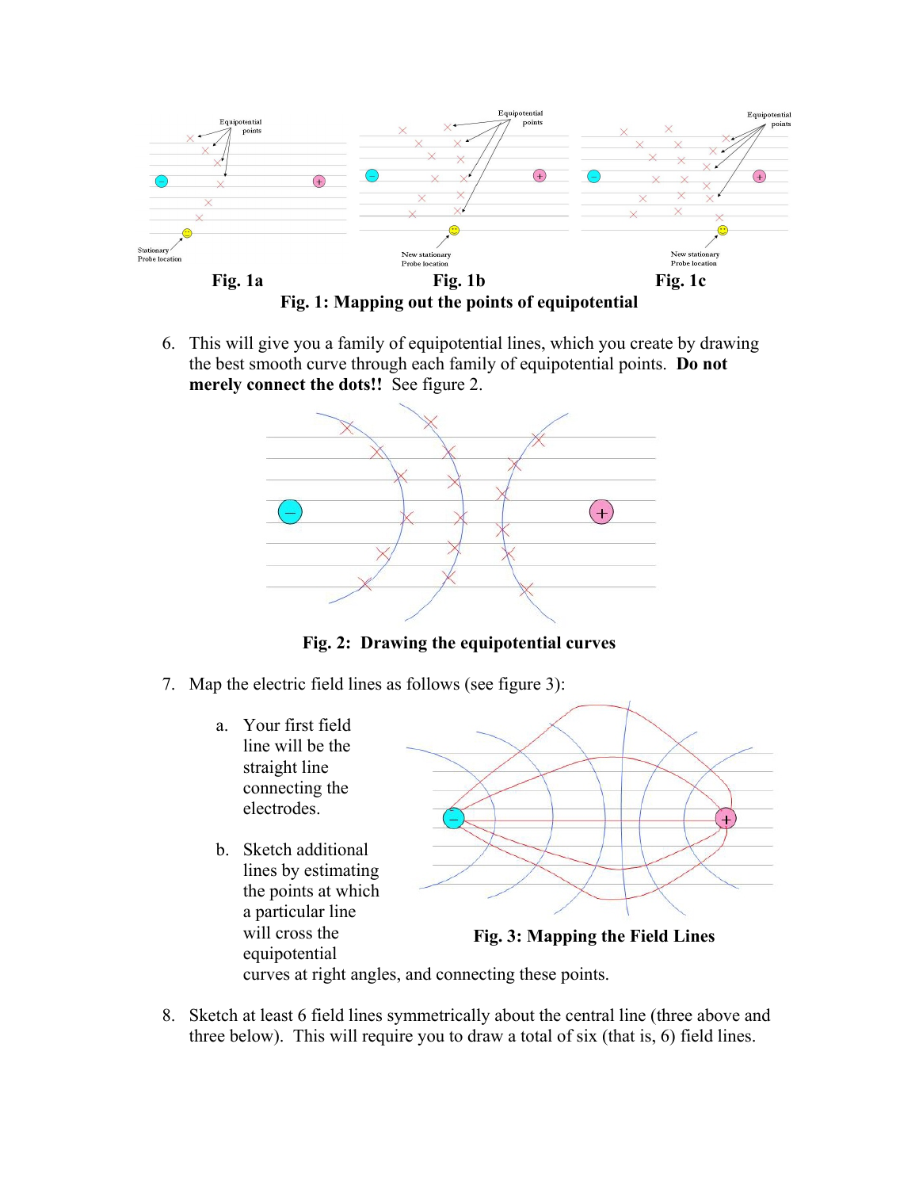Equipotential points

Stationary Probe location

**Fig. 1a**

Equipotential points

New stationary Probe location

**Fig. 1b**

Equipotential points

New stationary Probe location

**Fig. 1c**

**Fig. 1: Mapping out the points of equipotential**

6. This will give you a family of equipotential lines, which you create by drawing the best smooth curve through each family of equipotential points. **Do not merely connect the dots!!** See figure 2.

**Fig. 2: Drawing the equipotential curves**

7. Map the electric field lines as follows (see figure 3):

   a. Your first field line will be the straight line connecting the electrodes.

   b. Sketch additional lines by estimating the points at which a particular line will cross the equipotential curves at right angles, and connecting these points.

**Fig. 3: Mapping the Field Lines**

8. Sketch at least 6 field lines symmetrically about the central line (three above and three below). This will require you to draw a total of six (that is, 6) field lines.